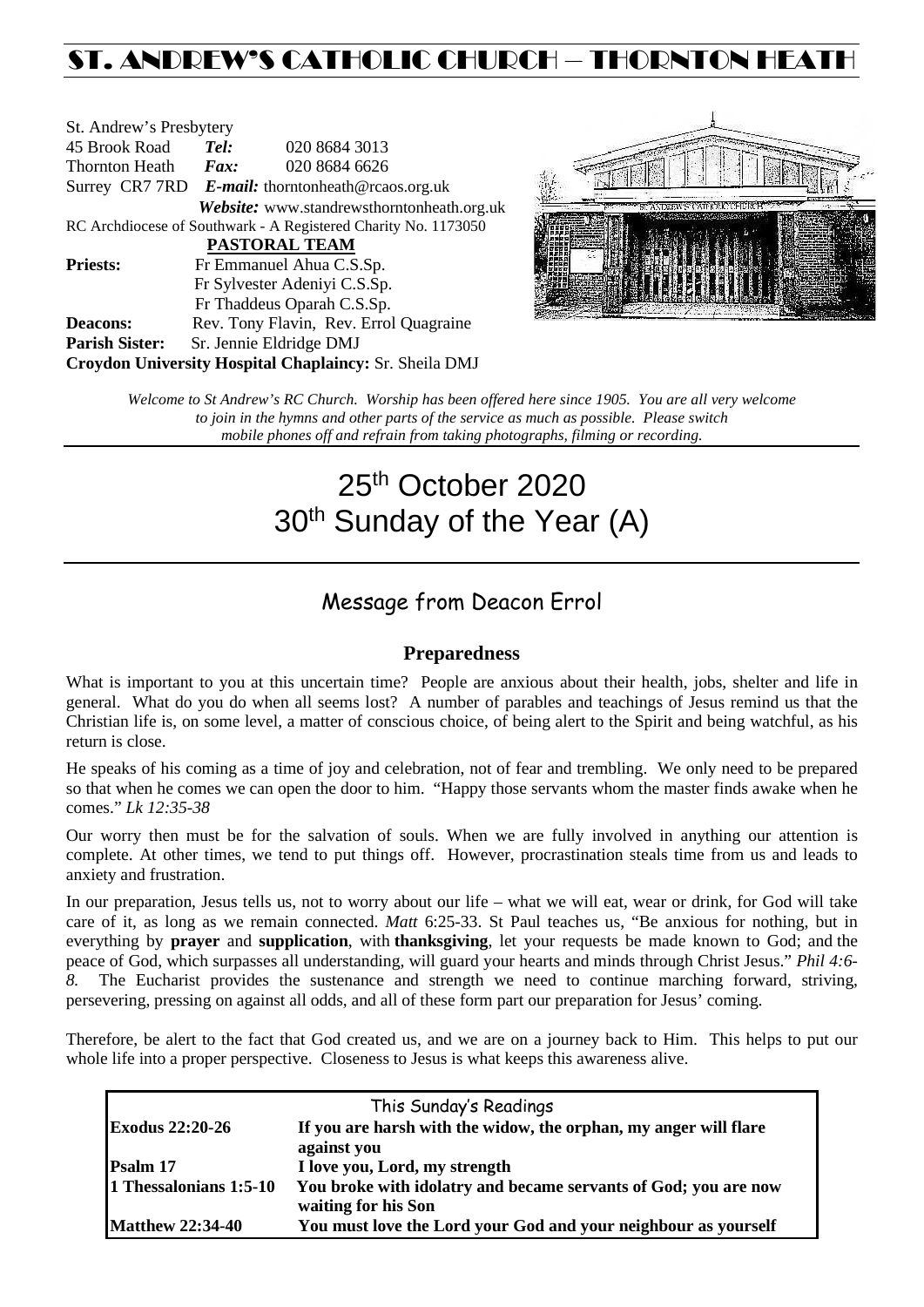# ST. ANDREW'S CATHOLIC CHURCH – THORNTON HEATH

St. Andrew's Presbytery
45 Brook Road *Tel:* 020 8684 3013
Thornton Heath *Fax:* 020 8684 6626
Surrey CR7 7RD *E-mail:* thorntonheath@rcaos.org.uk
*Website:* www.standrewsthorntonheath.org.uk
RC Archdiocese of Southwark - A Registered Charity No. 1173050

**PASTORAL TEAM**

**Priests:** Fr Emmanuel Ahua C.S.Sp.
Fr Sylvester Adeniyi C.S.Sp.
Fr Thaddeus Oparah C.S.Sp.
**Deacons:** Rev. Tony Flavin, Rev. Errol Quagraine
**Parish Sister:** Sr. Jennie Eldridge DMJ
**Croydon University Hospital Chaplaincy:** Sr. Sheila DMJ

*Welcome to St Andrew's RC Church. Worship has been offered here since 1905. You are all very welcome to join in the hymns and other parts of the service as much as possible. Please switch mobile phones off and refrain from taking photographs, filming or recording.*

# 25th October 2020
# 30th Sunday of the Year (A)

## Message from Deacon Errol

### Preparedness

What is important to you at this uncertain time? People are anxious about their health, jobs, shelter and life in general. What do you do when all seems lost? A number of parables and teachings of Jesus remind us that the Christian life is, on some level, a matter of conscious choice, of being alert to the Spirit and being watchful, as his return is close.

He speaks of his coming as a time of joy and celebration, not of fear and trembling. We only need to be prepared so that when he comes we can open the door to him. "Happy those servants whom the master finds awake when he comes." *Lk 12:35-38*

Our worry then must be for the salvation of souls. When we are fully involved in anything our attention is complete. At other times, we tend to put things off. However, procrastination steals time from us and leads to anxiety and frustration.

In our preparation, Jesus tells us, not to worry about our life – what we will eat, wear or drink, for God will take care of it, as long as we remain connected. *Matt* 6:25-33. St Paul teaches us, "Be anxious for nothing, but in everything by **prayer** and **supplication**, with **thanksgiving**, let your requests be made known to God; and the peace of God, which surpasses all understanding, will guard your hearts and minds through Christ Jesus." *Phil 4:6-8.* The Eucharist provides the sustenance and strength we need to continue marching forward, striving, persevering, pressing on against all odds, and all of these form part our preparation for Jesus' coming.

Therefore, be alert to the fact that God created us, and we are on a journey back to Him. This helps to put our whole life into a proper perspective. Closeness to Jesus is what keeps this awareness alive.

| This Sunday's Readings | |
|---|---|
| **Exodus 22:20-26** | **If you are harsh with the widow, the orphan, my anger will flare against you** |
| **Psalm 17** | **I love you, Lord, my strength** |
| **1 Thessalonians 1:5-10** | **You broke with idolatry and became servants of God; you are now waiting for his Son** |
| **Matthew 22:34-40** | **You must love the Lord your God and your neighbour as yourself** |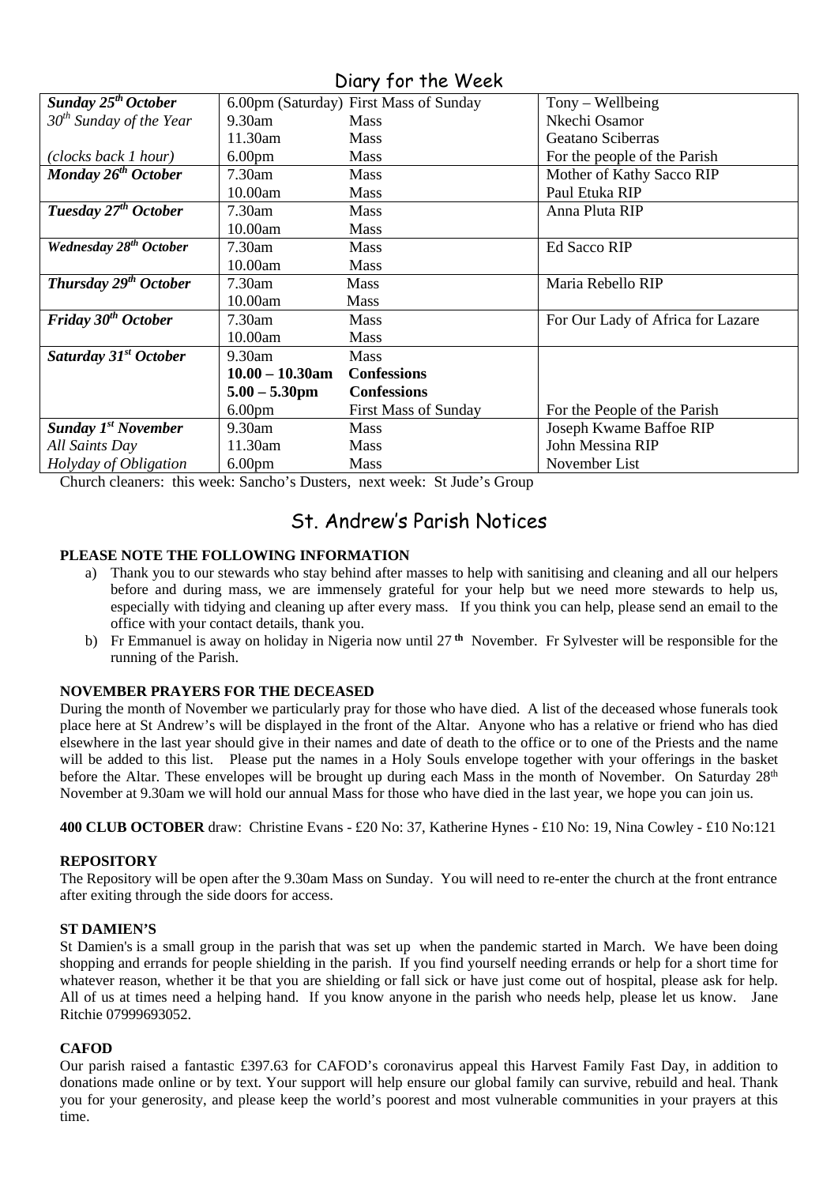## Diary for the Week

| | | | |
|---|---|---|---|
| ***Sunday 25th October*** | 6.00pm (Saturday) | First Mass of Sunday | Tony – Wellbeing |
| *30th Sunday of the Year* | 9.30am | Mass | Nkechi Osamor |
| | 11.30am | Mass | Geatano Sciberras |
| *(clocks back 1 hour)* | 6.00pm | Mass | For the people of the Parish |
| ***Monday 26th October*** | 7.30am | Mass | Mother of Kathy Sacco RIP |
| | 10.00am | Mass | Paul Etuka RIP |
| ***Tuesday 27th October*** | 7.30am | Mass | Anna Pluta RIP |
| | 10.00am | Mass | |
| ***Wednesday 28th October*** | 7.30am | Mass | Ed Sacco RIP |
| | 10.00am | Mass | |
| ***Thursday 29th October*** | 7.30am | Mass | Maria Rebello RIP |
| | 10.00am | Mass | |
| ***Friday 30th October*** | 7.30am | Mass | For Our Lady of Africa for Lazare |
| | 10.00am | Mass | |
| ***Saturday 31st October*** | 9.30am | Mass | |
| | **10.00 – 10.30am** | **Confessions** | |
| | **5.00 – 5.30pm** | **Confessions** | |
| | 6.00pm | First Mass of Sunday | For the People of the Parish |
| ***Sunday 1st November*** | 9.30am | Mass | Joseph Kwame Baffoe RIP |
| *All Saints Day* | 11.30am | Mass | John Messina RIP |
| *Holyday of Obligation* | 6.00pm | Mass | November List |

Church cleaners: this week: Sancho's Dusters, next week: St Jude's Group

## St. Andrew's Parish Notices

**PLEASE NOTE THE FOLLOWING INFORMATION**

a) Thank you to our stewards who stay behind after masses to help with sanitising and cleaning and all our helpers before and during mass, we are immensely grateful for your help but we need more stewards to help us, especially with tidying and cleaning up after every mass. If you think you can help, please send an email to the office with your contact details, thank you.

b) Fr Emmanuel is away on holiday in Nigeria now until 27th November. Fr Sylvester will be responsible for the running of the Parish.

**NOVEMBER PRAYERS FOR THE DECEASED**

During the month of November we particularly pray for those who have died. A list of the deceased whose funerals took place here at St Andrew's will be displayed in the front of the Altar. Anyone who has a relative or friend who has died elsewhere in the last year should give in their names and date of death to the office or to one of the Priests and the name will be added to this list. Please put the names in a Holy Souls envelope together with your offerings in the basket before the Altar. These envelopes will be brought up during each Mass in the month of November. On Saturday 28th November at 9.30am we will hold our annual Mass for those who have died in the last year, we hope you can join us.

**400 CLUB OCTOBER** draw: Christine Evans - £20 No: 37, Katherine Hynes - £10 No: 19, Nina Cowley - £10 No:121

**REPOSITORY**

The Repository will be open after the 9.30am Mass on Sunday. You will need to re-enter the church at the front entrance after exiting through the side doors for access.

**ST DAMIEN'S**

St Damien's is a small group in the parish that was set up when the pandemic started in March. We have been doing shopping and errands for people shielding in the parish. If you find yourself needing errands or help for a short time for whatever reason, whether it be that you are shielding or fall sick or have just come out of hospital, please ask for help. All of us at times need a helping hand. If you know anyone in the parish who needs help, please let us know. Jane Ritchie 07999693052.

**CAFOD**

Our parish raised a fantastic £397.63 for CAFOD's coronavirus appeal this Harvest Family Fast Day, in addition to donations made online or by text. Your support will help ensure our global family can survive, rebuild and heal. Thank you for your generosity, and please keep the world's poorest and most vulnerable communities in your prayers at this time.